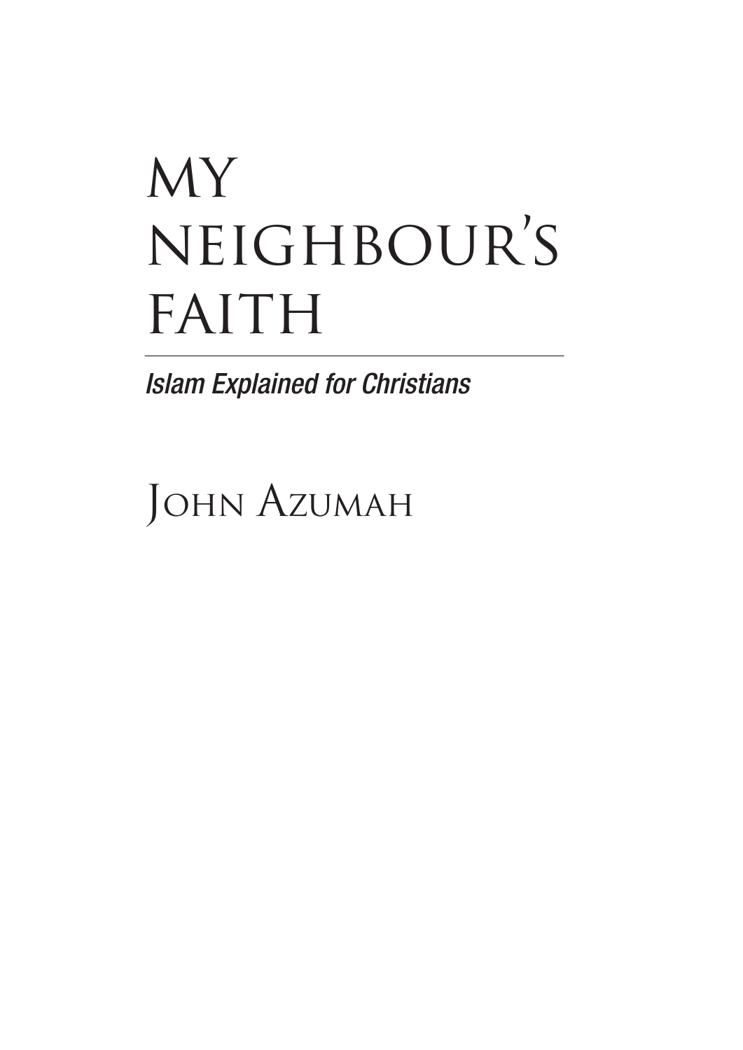# MY NEIGHBOUR'S FAITH

*Islam Explained for Christians*

JOHN AZUMAH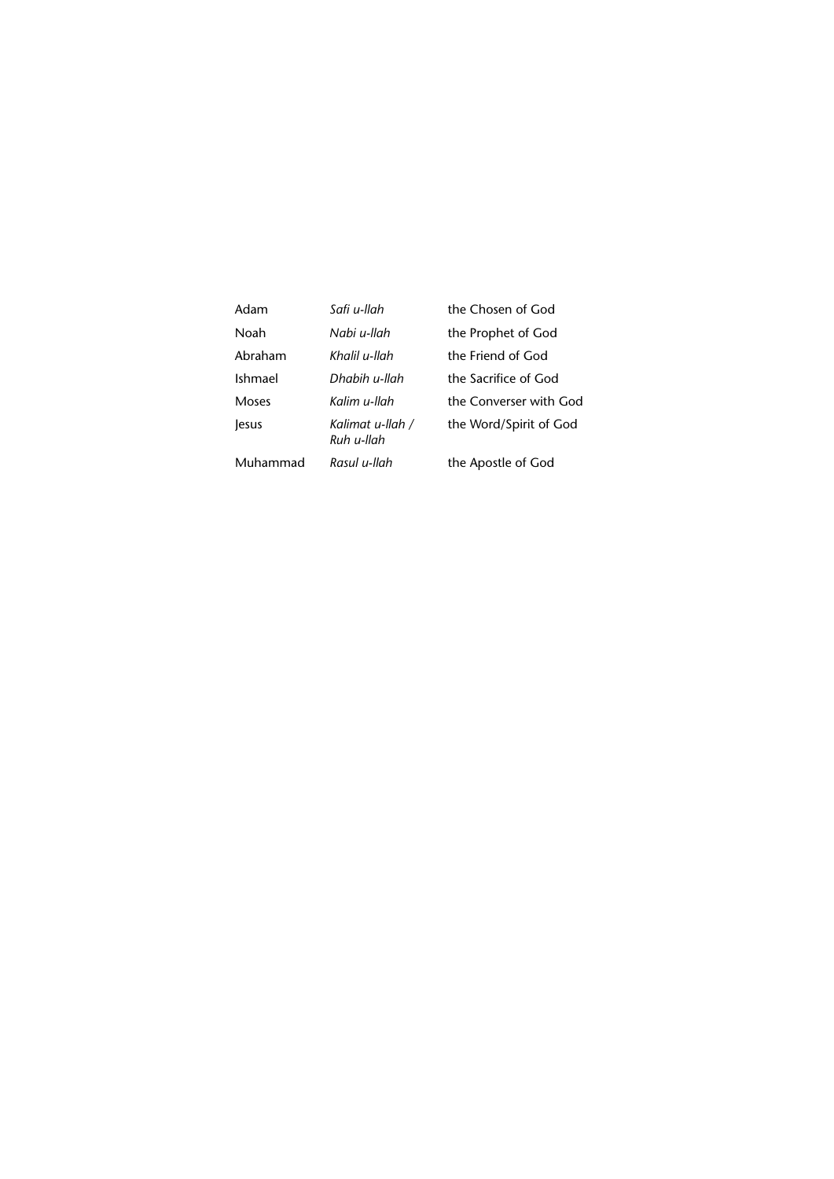| | | |
|---|---|---|
| Adam | *Safi u-llah* | the Chosen of God |
| Noah | *Nabi u-llah* | the Prophet of God |
| Abraham | *Khalil u-llah* | the Friend of God |
| Ishmael | *Dhabih u-llah* | the Sacrifice of God |
| Moses | *Kalim u-llah* | the Converser with God |
| Jesus | *Kalimat u-llah / Ruh u-llah* | the Word/Spirit of God |
| Muhammad | *Rasul u-llah* | the Apostle of God |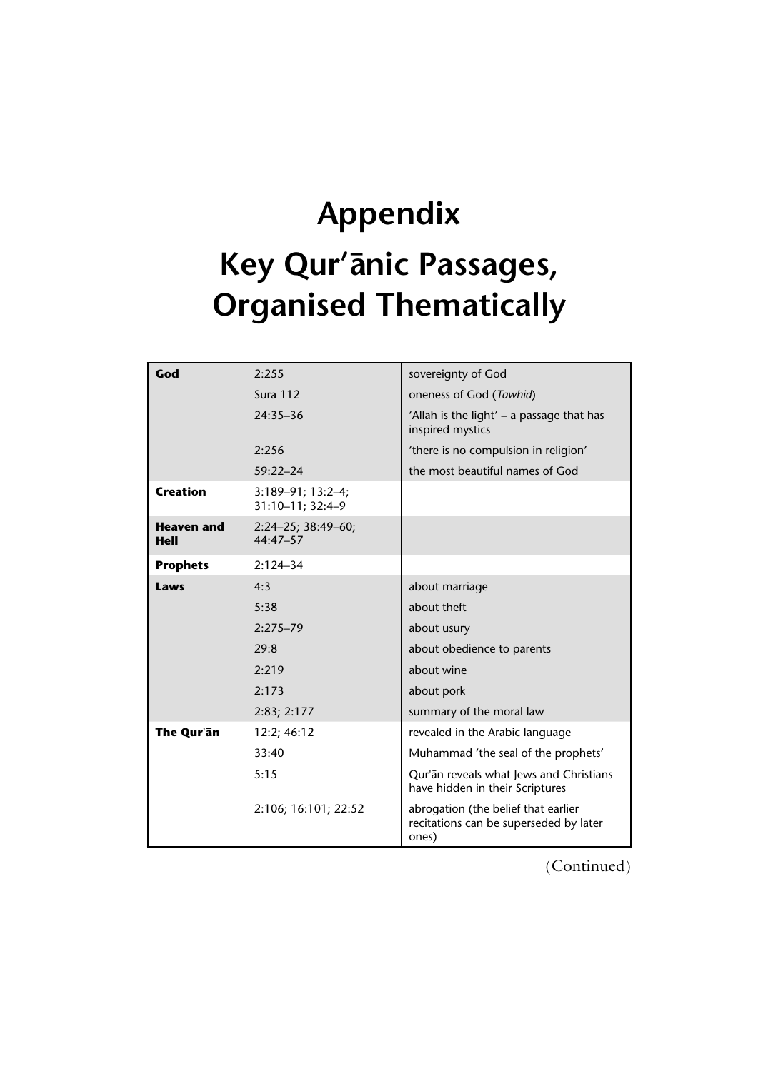# Appendix

# Key Qur'ānic Passages, Organised Thematically

| | | |
|---|---|---|
| **God** | 2:255 | sovereignty of God |
| | Sura 112 | oneness of God (*Tawhid*) |
| | 24:35–36 | 'Allah is the light' – a passage that has inspired mystics |
| | 2:256 | 'there is no compulsion in religion' |
| | 59:22–24 | the most beautiful names of God |
| **Creation** | 3:189–91; 13:2–4; 31:10–11; 32:4–9 | |
| **Heaven and Hell** | 2:24–25; 38:49–60; 44:47–57 | |
| **Prophets** | 2:124–34 | |
| **Laws** | 4:3 | about marriage |
| | 5:38 | about theft |
| | 2:275–79 | about usury |
| | 29:8 | about obedience to parents |
| | 2:219 | about wine |
| | 2:173 | about pork |
| | 2:83; 2:177 | summary of the moral law |
| **The Qur'ān** | 12:2; 46:12 | revealed in the Arabic language |
| | 33:40 | Muhammad 'the seal of the prophets' |
| | 5:15 | Qur'ān reveals what Jews and Christians have hidden in their Scriptures |
| | 2:106; 16:101; 22:52 | abrogation (the belief that earlier recitations can be superseded by later ones) |

(Continued)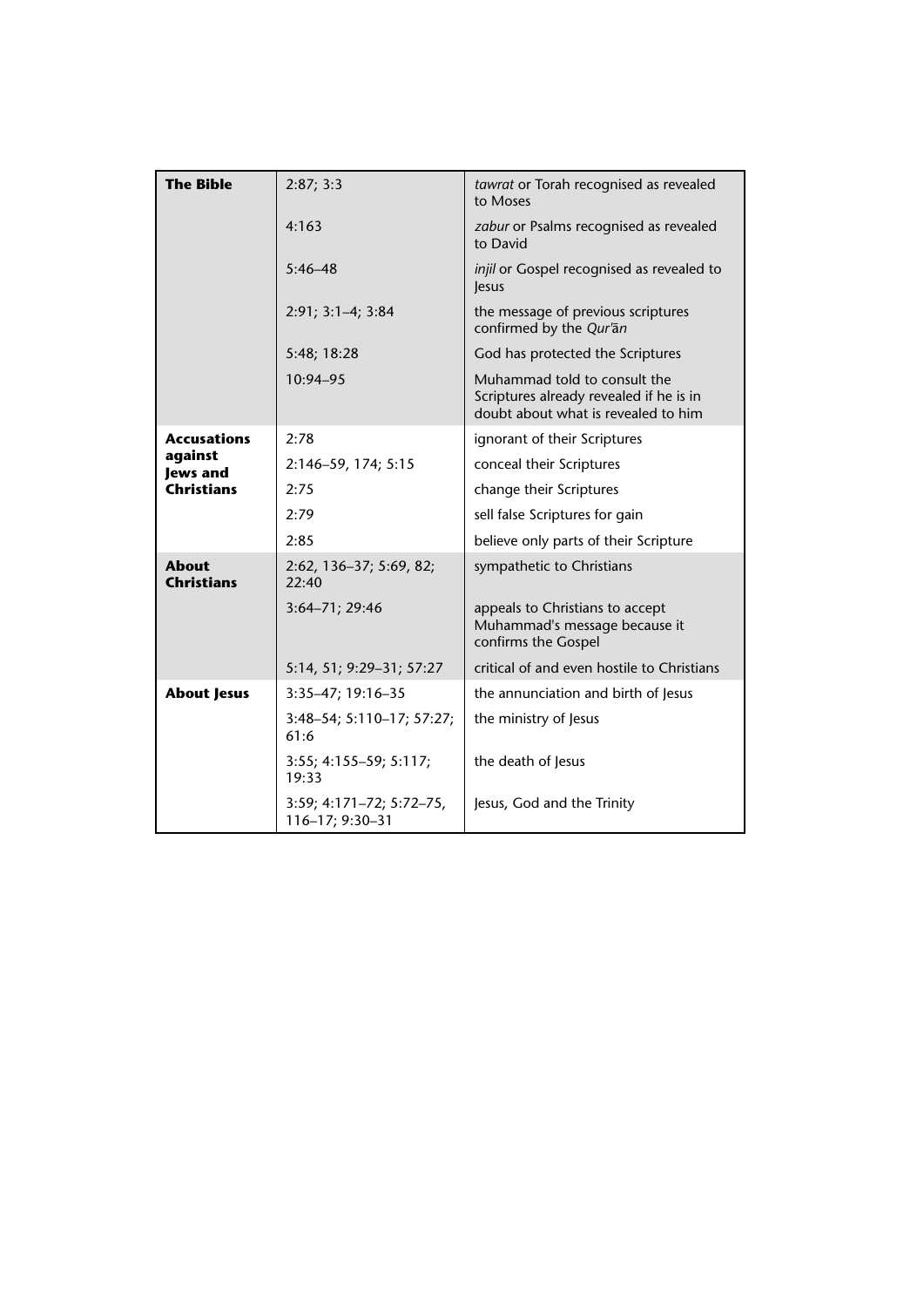| | | |
|---|---|---|
| **The Bible** | 2:87; 3:3 | *tawrat* or Torah recognised as revealed to Moses |
| | 4:163 | *zabur* or Psalms recognised as revealed to David |
| | 5:46–48 | *injil* or Gospel recognised as revealed to Jesus |
| | 2:91; 3:1–4; 3:84 | the message of previous scriptures confirmed by the *Qur'ān* |
| | 5:48; 18:28 | God has protected the Scriptures |
| | 10:94–95 | Muhammad told to consult the Scriptures already revealed if he is in doubt about what is revealed to him |
| **Accusations against Jews and Christians** | 2:78 | ignorant of their Scriptures |
| | 2:146–59, 174; 5:15 | conceal their Scriptures |
| | 2:75 | change their Scriptures |
| | 2:79 | sell false Scriptures for gain |
| | 2:85 | believe only parts of their Scripture |
| **About Christians** | 2:62, 136–37; 5:69, 82; 22:40 | sympathetic to Christians |
| | 3:64–71; 29:46 | appeals to Christians to accept Muhammad's message because it confirms the Gospel |
| | 5:14, 51; 9:29–31; 57:27 | critical of and even hostile to Christians |
| **About Jesus** | 3:35–47; 19:16–35 | the annunciation and birth of Jesus |
| | 3:48–54; 5:110–17; 57:27; 61:6 | the ministry of Jesus |
| | 3:55; 4:155–59; 5:117; 19:33 | the death of Jesus |
| | 3:59; 4:171–72; 5:72–75, 116–17; 9:30–31 | Jesus, God and the Trinity |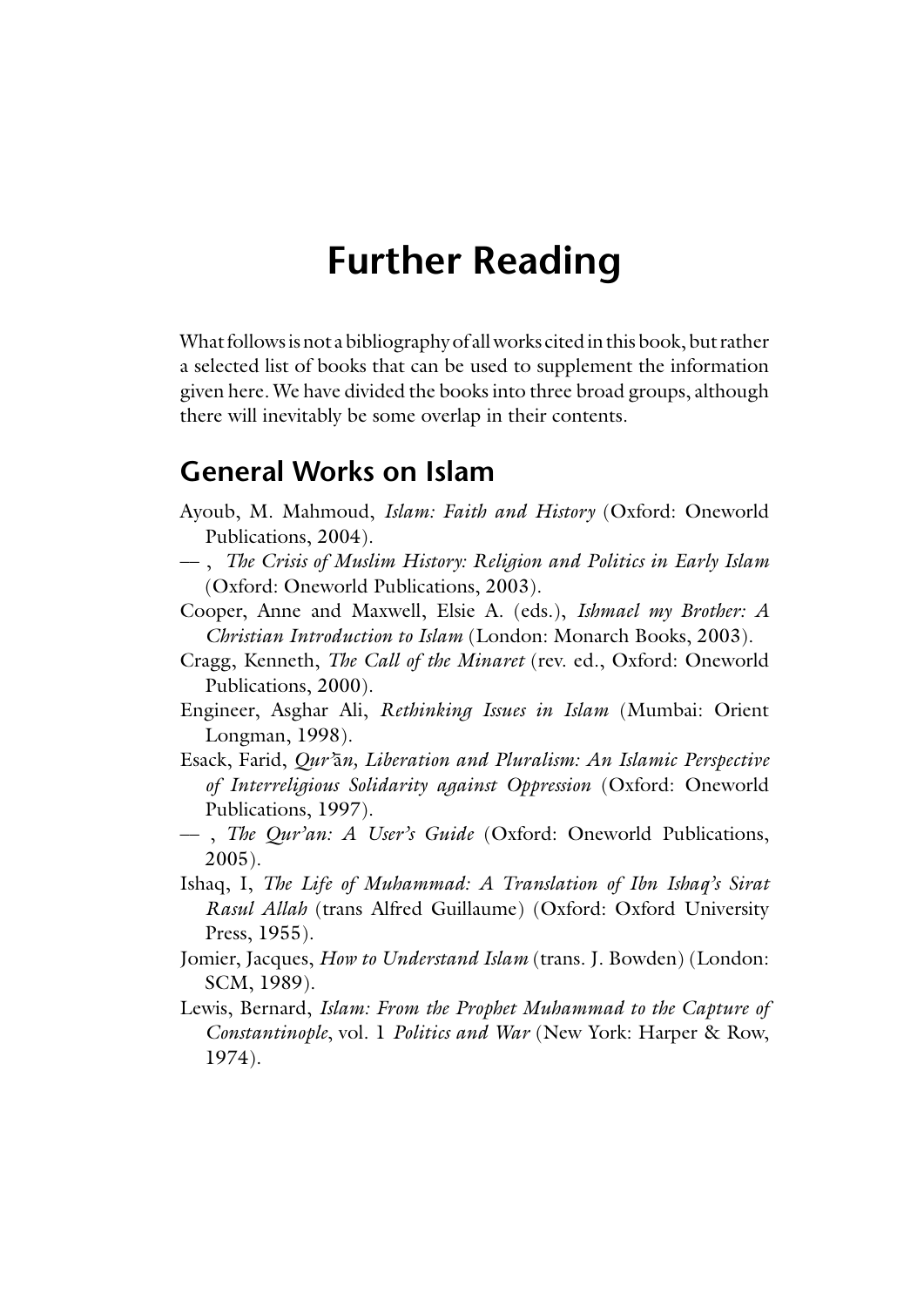# Further Reading

What follows is not a bibliography of all works cited in this book, but rather a selected list of books that can be used to supplement the information given here. We have divided the books into three broad groups, although there will inevitably be some overlap in their contents.

## General Works on Islam

Ayoub, M. Mahmoud, *Islam: Faith and History* (Oxford: Oneworld Publications, 2004).

— , *The Crisis of Muslim History: Religion and Politics in Early Islam* (Oxford: Oneworld Publications, 2003).

Cooper, Anne and Maxwell, Elsie A. (eds.), *Ishmael my Brother: A Christian Introduction to Islam* (London: Monarch Books, 2003).

Cragg, Kenneth, *The Call of the Minaret* (rev. ed., Oxford: Oneworld Publications, 2000).

Engineer, Asghar Ali, *Rethinking Issues in Islam* (Mumbai: Orient Longman, 1998).

Esack, Farid, *Qur'ān, Liberation and Pluralism: An Islamic Perspective of Interreligious Solidarity against Oppression* (Oxford: Oneworld Publications, 1997).

— , *The Qur'an: A User's Guide* (Oxford: Oneworld Publications, 2005).

Ishaq, I, *The Life of Muhammad: A Translation of Ibn Ishaq's Sirat Rasul Allah* (trans Alfred Guillaume) (Oxford: Oxford University Press, 1955).

Jomier, Jacques, *How to Understand Islam* (trans. J. Bowden) (London: SCM, 1989).

Lewis, Bernard, *Islam: From the Prophet Muhammad to the Capture of Constantinople*, vol. 1 *Politics and War* (New York: Harper & Row, 1974).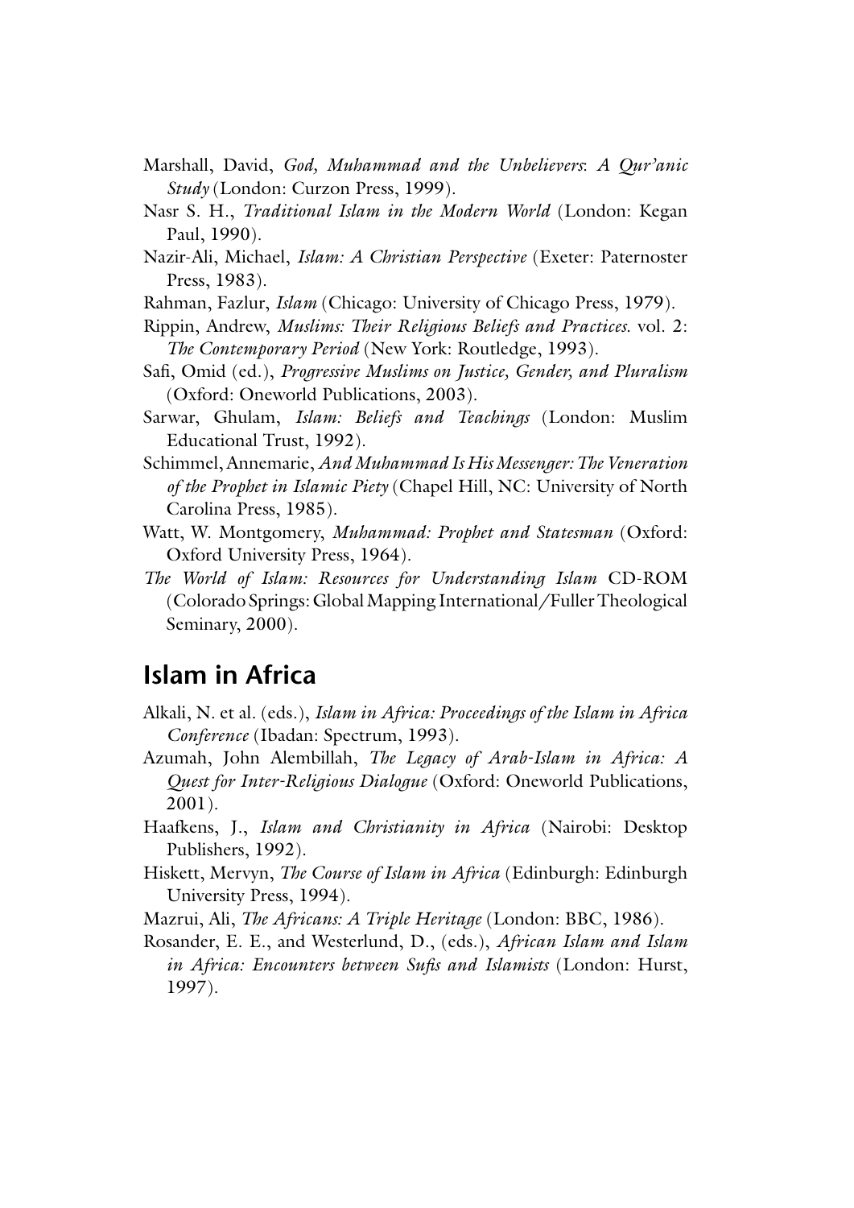Marshall, David, *God, Muhammad and the Unbelievers: A Qur'anic Study* (London: Curzon Press, 1999).

Nasr S. H., *Traditional Islam in the Modern World* (London: Kegan Paul, 1990).

Nazir-Ali, Michael, *Islam: A Christian Perspective* (Exeter: Paternoster Press, 1983).

Rahman, Fazlur, *Islam* (Chicago: University of Chicago Press, 1979).

Rippin, Andrew, *Muslims: Their Religious Beliefs and Practices.* vol. 2: *The Contemporary Period* (New York: Routledge, 1993).

Safi, Omid (ed.), *Progressive Muslims on Justice, Gender, and Pluralism* (Oxford: Oneworld Publications, 2003).

Sarwar, Ghulam, *Islam: Beliefs and Teachings* (London: Muslim Educational Trust, 1992).

Schimmel, Annemarie, *And Muhammad Is His Messenger: The Veneration of the Prophet in Islamic Piety* (Chapel Hill, NC: University of North Carolina Press, 1985).

Watt, W. Montgomery, *Muhammad: Prophet and Statesman* (Oxford: Oxford University Press, 1964).

*The World of Islam: Resources for Understanding Islam* CD-ROM (Colorado Springs: Global Mapping International/Fuller Theological Seminary, 2000).

## Islam in Africa

Alkali, N. et al. (eds.), *Islam in Africa: Proceedings of the Islam in Africa Conference* (Ibadan: Spectrum, 1993).

Azumah, John Alembillah, *The Legacy of Arab-Islam in Africa: A Quest for Inter-Religious Dialogue* (Oxford: Oneworld Publications, 2001).

Haafkens, J., *Islam and Christianity in Africa* (Nairobi: Desktop Publishers, 1992).

Hiskett, Mervyn, *The Course of Islam in Africa* (Edinburgh: Edinburgh University Press, 1994).

Mazrui, Ali, *The Africans: A Triple Heritage* (London: BBC, 1986).

Rosander, E. E., and Westerlund, D., (eds.), *African Islam and Islam in Africa: Encounters between Sufis and Islamists* (London: Hurst, 1997).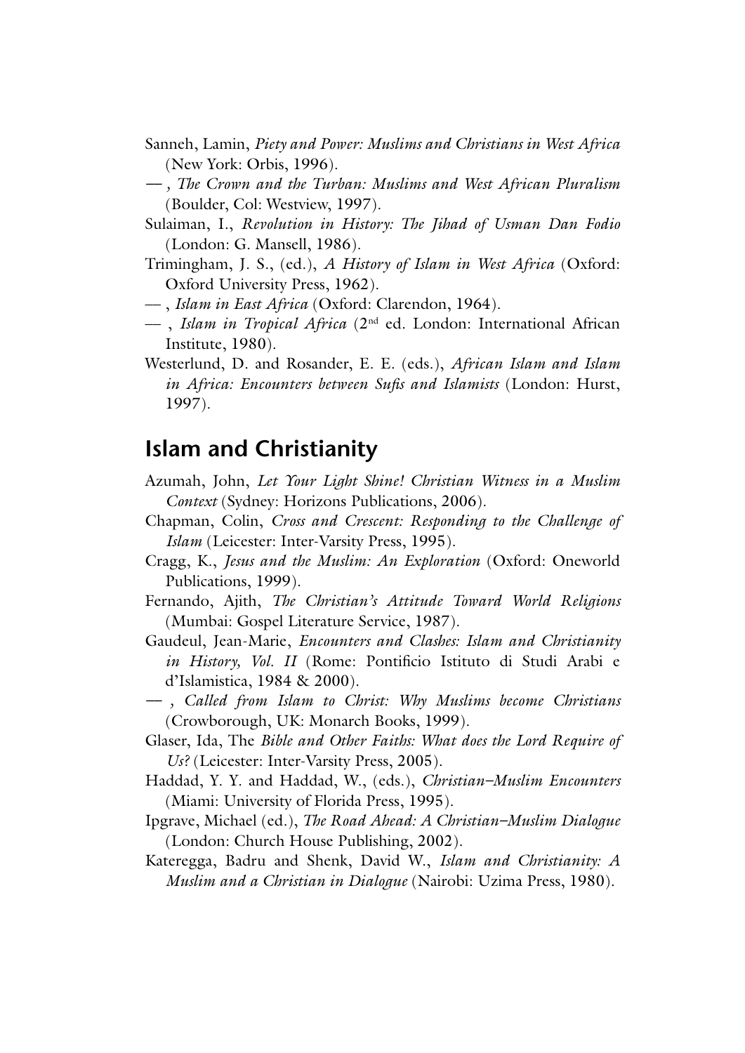Sanneh, Lamin, *Piety and Power: Muslims and Christians in West Africa* (New York: Orbis, 1996).

— , *The Crown and the Turban: Muslims and West African Pluralism* (Boulder, Col: Westview, 1997).

Sulaiman, I., *Revolution in History: The Jihad of Usman Dan Fodio* (London: G. Mansell, 1986).

Trimingham, J. S., (ed.), *A History of Islam in West Africa* (Oxford: Oxford University Press, 1962).

— , *Islam in East Africa* (Oxford: Clarendon, 1964).

— , *Islam in Tropical Africa* (2nd ed. London: International African Institute, 1980).

Westerlund, D. and Rosander, E. E. (eds.), *African Islam and Islam in Africa: Encounters between Sufis and Islamists* (London: Hurst, 1997).

## Islam and Christianity

Azumah, John, *Let Your Light Shine! Christian Witness in a Muslim Context* (Sydney: Horizons Publications, 2006).

Chapman, Colin, *Cross and Crescent: Responding to the Challenge of Islam* (Leicester: Inter-Varsity Press, 1995).

Cragg, K., *Jesus and the Muslim: An Exploration* (Oxford: Oneworld Publications, 1999).

Fernando, Ajith, *The Christian's Attitude Toward World Religions* (Mumbai: Gospel Literature Service, 1987).

Gaudeul, Jean-Marie, *Encounters and Clashes: Islam and Christianity in History, Vol. II* (Rome: Pontificio Istituto di Studi Arabi e d'Islamistica, 1984 & 2000).

— , *Called from Islam to Christ: Why Muslims become Christians* (Crowborough, UK: Monarch Books, 1999).

Glaser, Ida, The *Bible and Other Faiths: What does the Lord Require of Us?* (Leicester: Inter-Varsity Press, 2005).

Haddad, Y. Y. and Haddad, W., (eds.), *Christian–Muslim Encounters* (Miami: University of Florida Press, 1995).

Ipgrave, Michael (ed.), *The Road Ahead: A Christian–Muslim Dialogue* (London: Church House Publishing, 2002).

Kateregga, Badru and Shenk, David W., *Islam and Christianity: A Muslim and a Christian in Dialogue* (Nairobi: Uzima Press, 1980).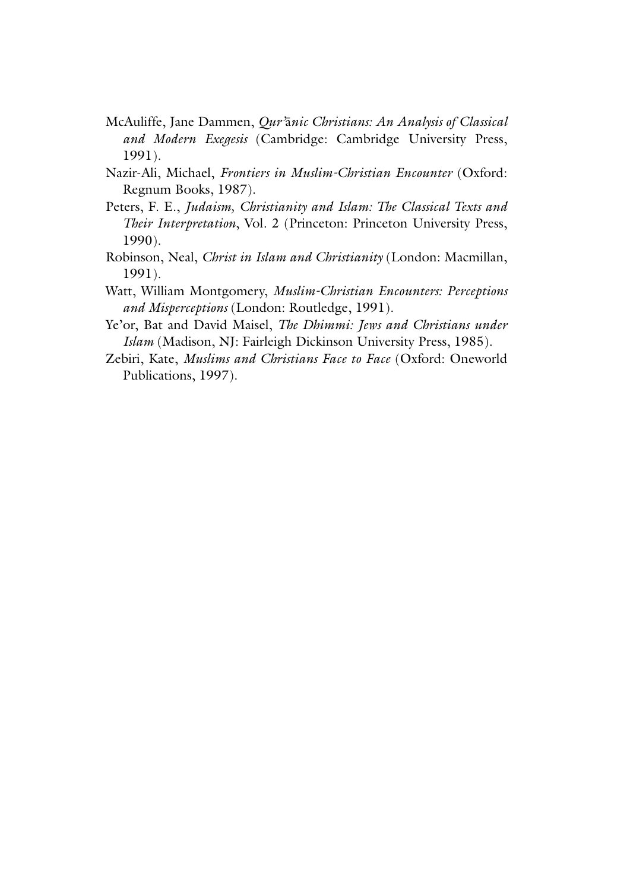McAuliffe, Jane Dammen, *Qur'ānic Christians: An Analysis of Classical and Modern Exegesis* (Cambridge: Cambridge University Press, 1991).

Nazir-Ali, Michael, *Frontiers in Muslim-Christian Encounter* (Oxford: Regnum Books, 1987).

Peters, F. E., *Judaism, Christianity and Islam: The Classical Texts and Their Interpretation*, Vol. 2 (Princeton: Princeton University Press, 1990).

Robinson, Neal, *Christ in Islam and Christianity* (London: Macmillan, 1991).

Watt, William Montgomery, *Muslim-Christian Encounters: Perceptions and Misperceptions* (London: Routledge, 1991).

Ye'or, Bat and David Maisel, *The Dhimmi: Jews and Christians under Islam* (Madison, NJ: Fairleigh Dickinson University Press, 1985).

Zebiri, Kate, *Muslims and Christians Face to Face* (Oxford: Oneworld Publications, 1997).